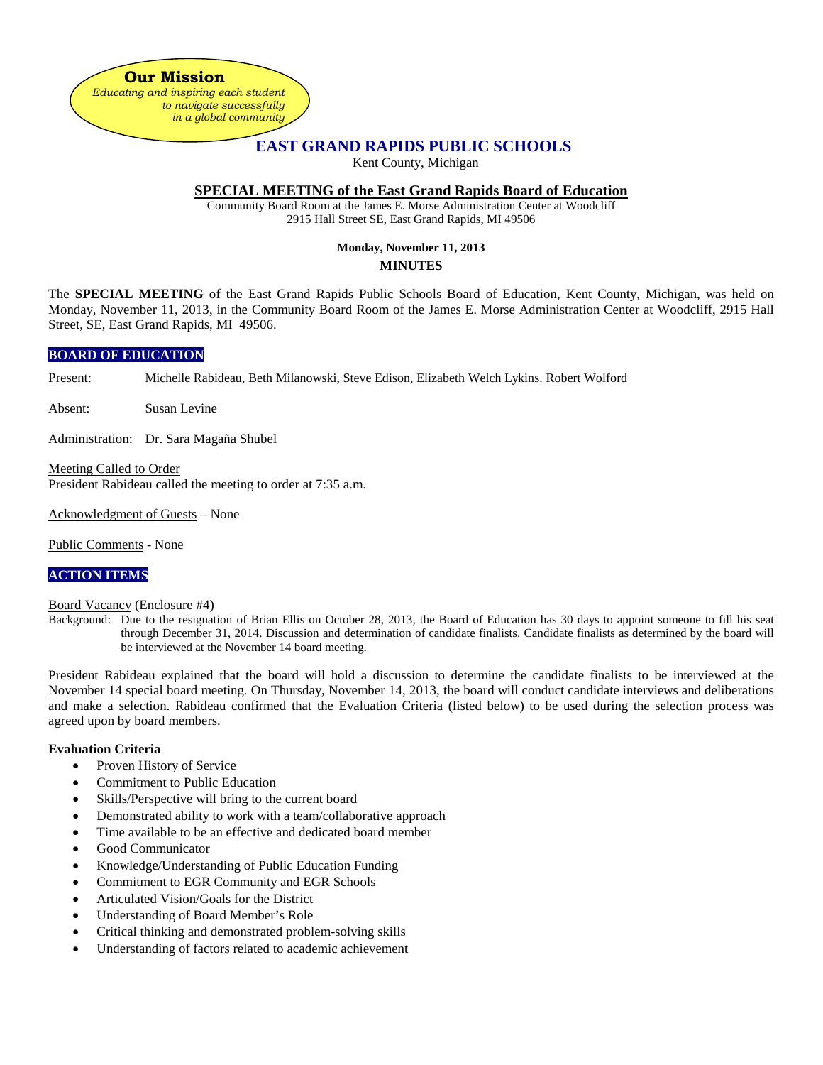**Our Mission**
*Educating and inspiring each student to navigate successfully in a global community*

# EAST GRAND RAPIDS PUBLIC SCHOOLS

Kent County, Michigan

## SPECIAL MEETING of the East Grand Rapids Board of Education

Community Board Room at the James E. Morse Administration Center at Woodcliff
2915 Hall Street SE, East Grand Rapids, MI 49506

**Monday, November 11, 2013**

**MINUTES**

The **SPECIAL MEETING** of the East Grand Rapids Public Schools Board of Education, Kent County, Michigan, was held on Monday, November 11, 2013, in the Community Board Room of the James E. Morse Administration Center at Woodcliff, 2915 Hall Street, SE, East Grand Rapids, MI 49506.

### BOARD OF EDUCATION

Present: Michelle Rabideau, Beth Milanowski, Steve Edison, Elizabeth Welch Lykins. Robert Wolford

Absent: Susan Levine

Administration: Dr. Sara Magaña Shubel

Meeting Called to Order
President Rabideau called the meeting to order at 7:35 a.m.

Acknowledgment of Guests – None

Public Comments - None

### ACTION ITEMS

Board Vacancy (Enclosure #4)

Background: Due to the resignation of Brian Ellis on October 28, 2013, the Board of Education has 30 days to appoint someone to fill his seat through December 31, 2014. Discussion and determination of candidate finalists. Candidate finalists as determined by the board will be interviewed at the November 14 board meeting.

President Rabideau explained that the board will hold a discussion to determine the candidate finalists to be interviewed at the November 14 special board meeting. On Thursday, November 14, 2013, the board will conduct candidate interviews and deliberations and make a selection. Rabideau confirmed that the Evaluation Criteria (listed below) to be used during the selection process was agreed upon by board members.

**Evaluation Criteria**

- Proven History of Service
- Commitment to Public Education
- Skills/Perspective will bring to the current board
- Demonstrated ability to work with a team/collaborative approach
- Time available to be an effective and dedicated board member
- Good Communicator
- Knowledge/Understanding of Public Education Funding
- Commitment to EGR Community and EGR Schools
- Articulated Vision/Goals for the District
- Understanding of Board Member's Role
- Critical thinking and demonstrated problem-solving skills
- Understanding of factors related to academic achievement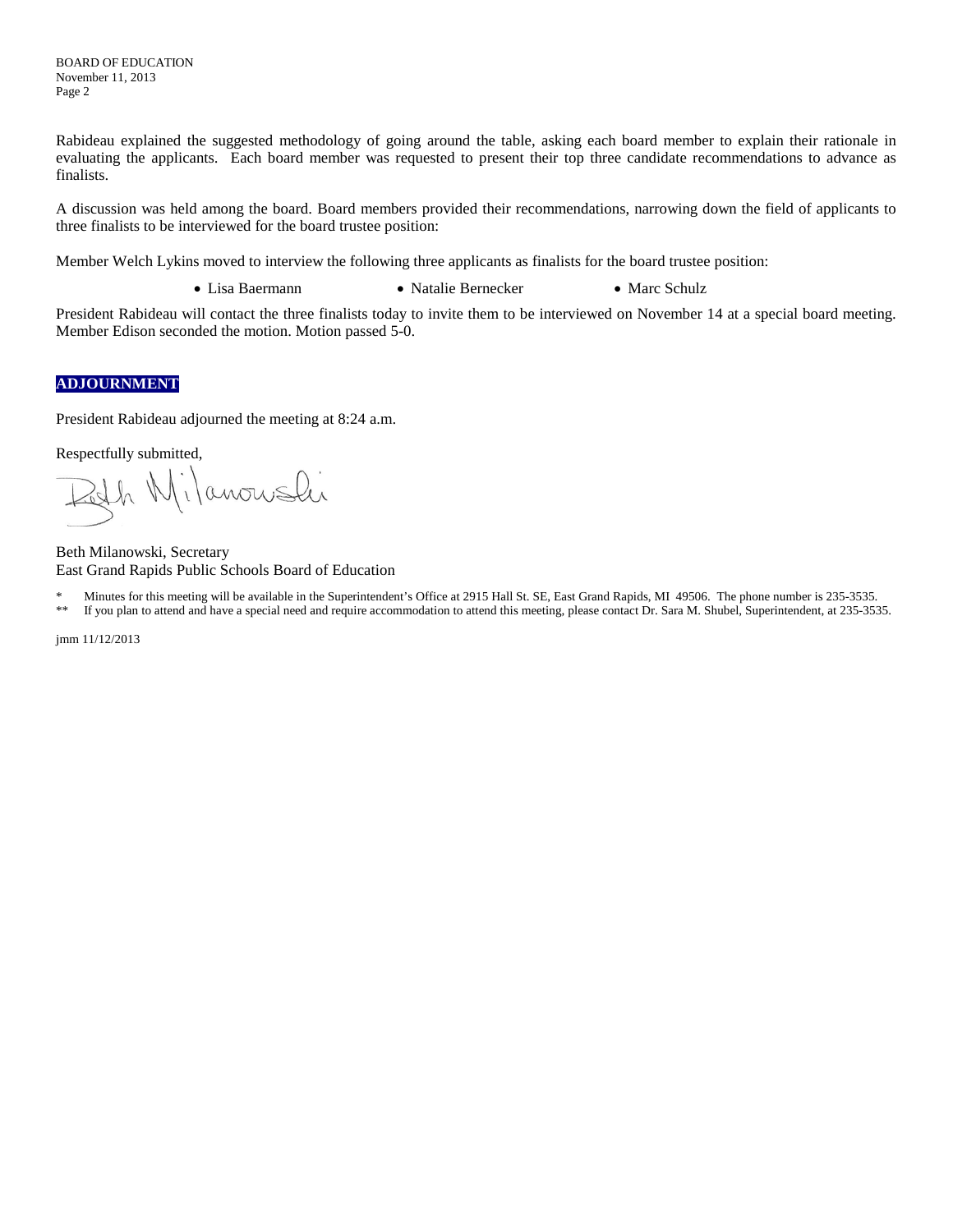Rabideau explained the suggested methodology of going around the table, asking each board member to explain their rationale in evaluating the applicants. Each board member was requested to present their top three candidate recommendations to advance as finalists.

A discussion was held among the board. Board members provided their recommendations, narrowing down the field of applicants to three finalists to be interviewed for the board trustee position:

Member Welch Lykins moved to interview the following three applicants as finalists for the board trustee position:

- Lisa Baermann
- Natalie Bernecker
- Marc Schulz

President Rabideau will contact the three finalists today to invite them to be interviewed on November 14 at a special board meeting. Member Edison seconded the motion. Motion passed 5-0.

## ADJOURNMENT

President Rabideau adjourned the meeting at 8:24 a.m.

Respectfully submitted,

Beth Milanowski

Beth Milanowski, Secretary
East Grand Rapids Public Schools Board of Education

\* Minutes for this meeting will be available in the Superintendent's Office at 2915 Hall St. SE, East Grand Rapids, MI 49506. The phone number is 235-3535.
\*\* If you plan to attend and have a special need and require accommodation to attend this meeting, please contact Dr. Sara M. Shubel, Superintendent, at 235-3535.

jmm 11/12/2013